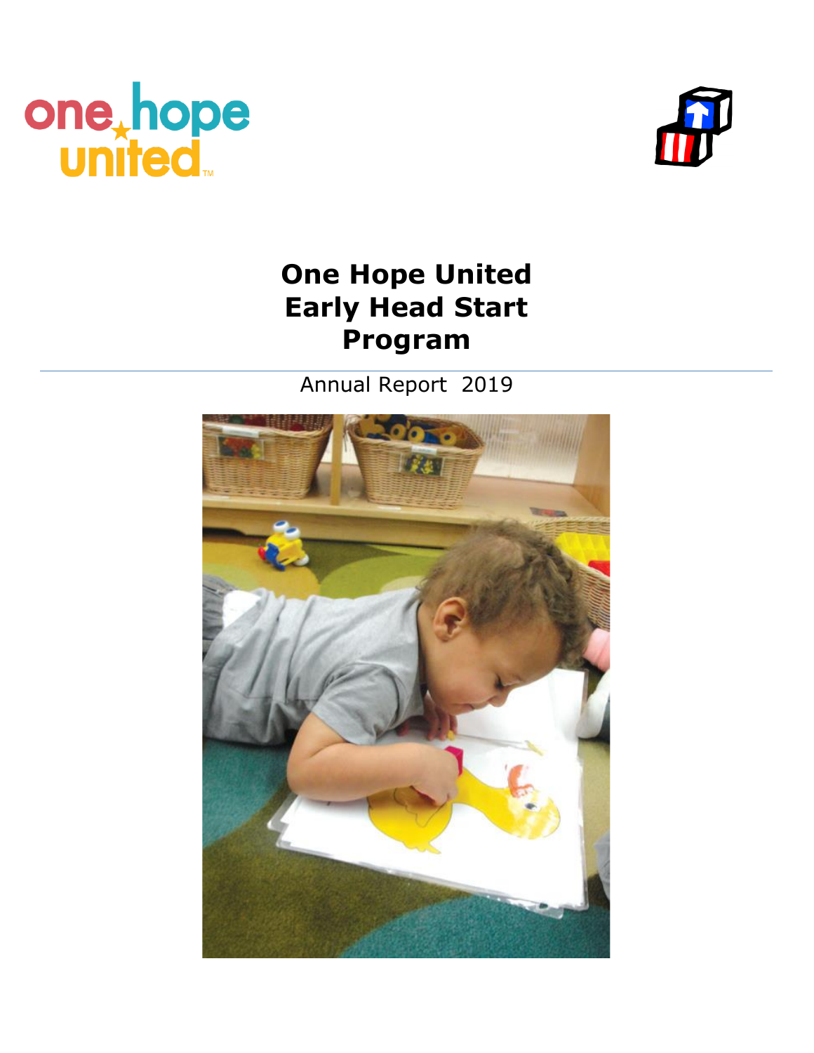# One Hope United Early Head Start Program

Annual Report 2019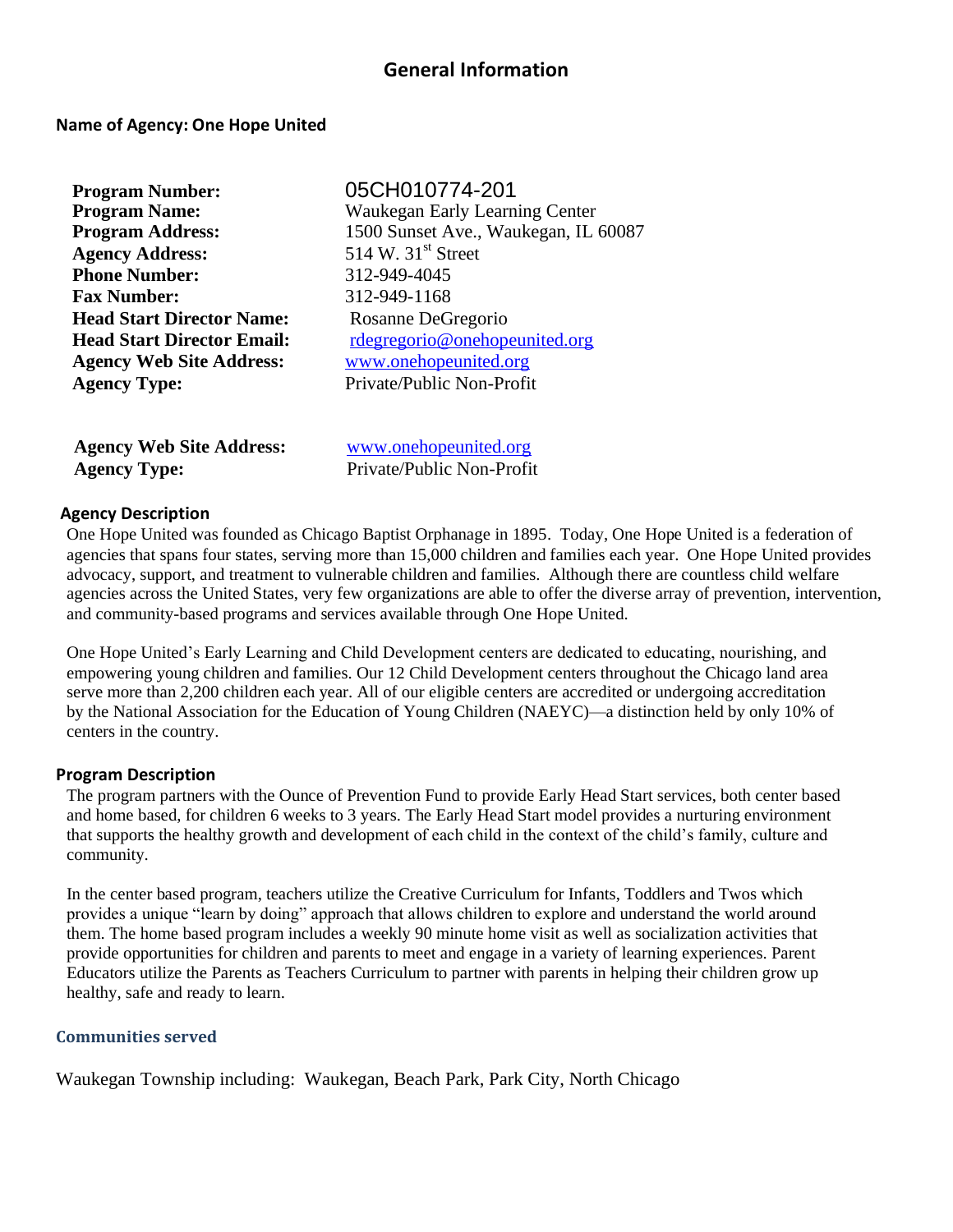# General Information

**Name of Agency: One Hope United**

**Program Number:** 05CH010774-201
**Program Name:** Waukegan Early Learning Center
**Program Address:** 1500 Sunset Ave., Waukegan, IL 60087
**Agency Address:** 514 W. 31st Street
**Phone Number:** 312-949-4045
**Fax Number:** 312-949-1168
**Head Start Director Name:** Rosanne DeGregorio
**Head Start Director Email:** rdegregorio@onehopeunited.org
**Agency Web Site Address:** www.onehopeunited.org
**Agency Type:** Private/Public Non-Profit

**Agency Web Site Address:** www.onehopeunited.org
**Agency Type:** Private/Public Non-Profit

## Agency Description

One Hope United was founded as Chicago Baptist Orphanage in 1895. Today, One Hope United is a federation of agencies that spans four states, serving more than 15,000 children and families each year. One Hope United provides advocacy, support, and treatment to vulnerable children and families. Although there are countless child welfare agencies across the United States, very few organizations are able to offer the diverse array of prevention, intervention, and community-based programs and services available through One Hope United.

One Hope United's Early Learning and Child Development centers are dedicated to educating, nourishing, and empowering young children and families. Our 12 Child Development centers throughout the Chicago land area serve more than 2,200 children each year. All of our eligible centers are accredited or undergoing accreditation by the National Association for the Education of Young Children (NAEYC)—a distinction held by only 10% of centers in the country.

## Program Description

The program partners with the Ounce of Prevention Fund to provide Early Head Start services, both center based and home based, for children 6 weeks to 3 years. The Early Head Start model provides a nurturing environment that supports the healthy growth and development of each child in the context of the child's family, culture and community.

In the center based program, teachers utilize the Creative Curriculum for Infants, Toddlers and Twos which provides a unique "learn by doing" approach that allows children to explore and understand the world around them. The home based program includes a weekly 90 minute home visit as well as socialization activities that provide opportunities for children and parents to meet and engage in a variety of learning experiences. Parent Educators utilize the Parents as Teachers Curriculum to partner with parents in helping their children grow up healthy, safe and ready to learn.

## Communities served

Waukegan Township including: Waukegan, Beach Park, Park City, North Chicago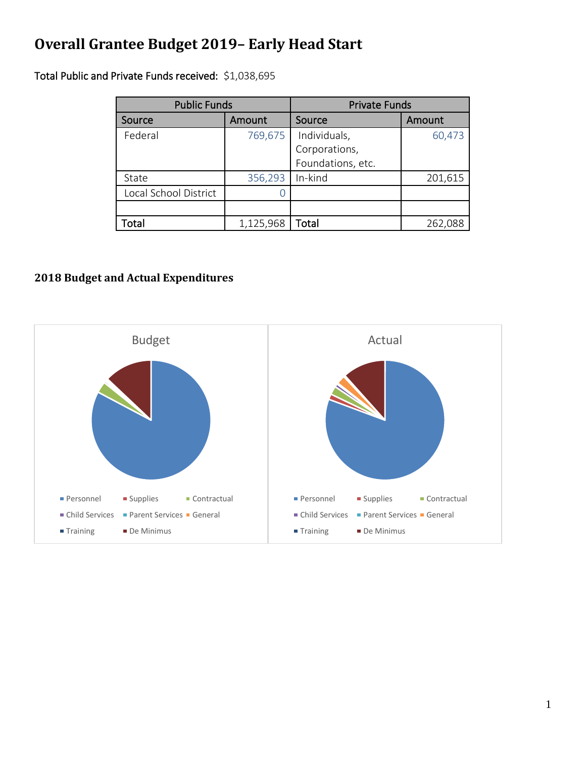# Overall Grantee Budget 2019– Early Head Start

Total Public and Private Funds received: $1,038,695

| Public Funds | | Private Funds | |
|---|---|---|---|
| Source | Amount | Source | Amount |
| Federal | 769,675 | Individuals, Corporations, Foundations, etc. | 60,473 |
| State | 356,293 | In-kind | 201,615 |
| Local School District | 0 | | |
| | | | |
| Total | 1,125,968 | Total | 262,088 |

### 2018 Budget and Actual Expenditures

Budget

Personnel, Supplies, Contractual, Child Services, Parent Services, General, Training, De Minimus

Actual

Personnel, Supplies, Contractual, Child Services, Parent Services, General, Training, De Minimus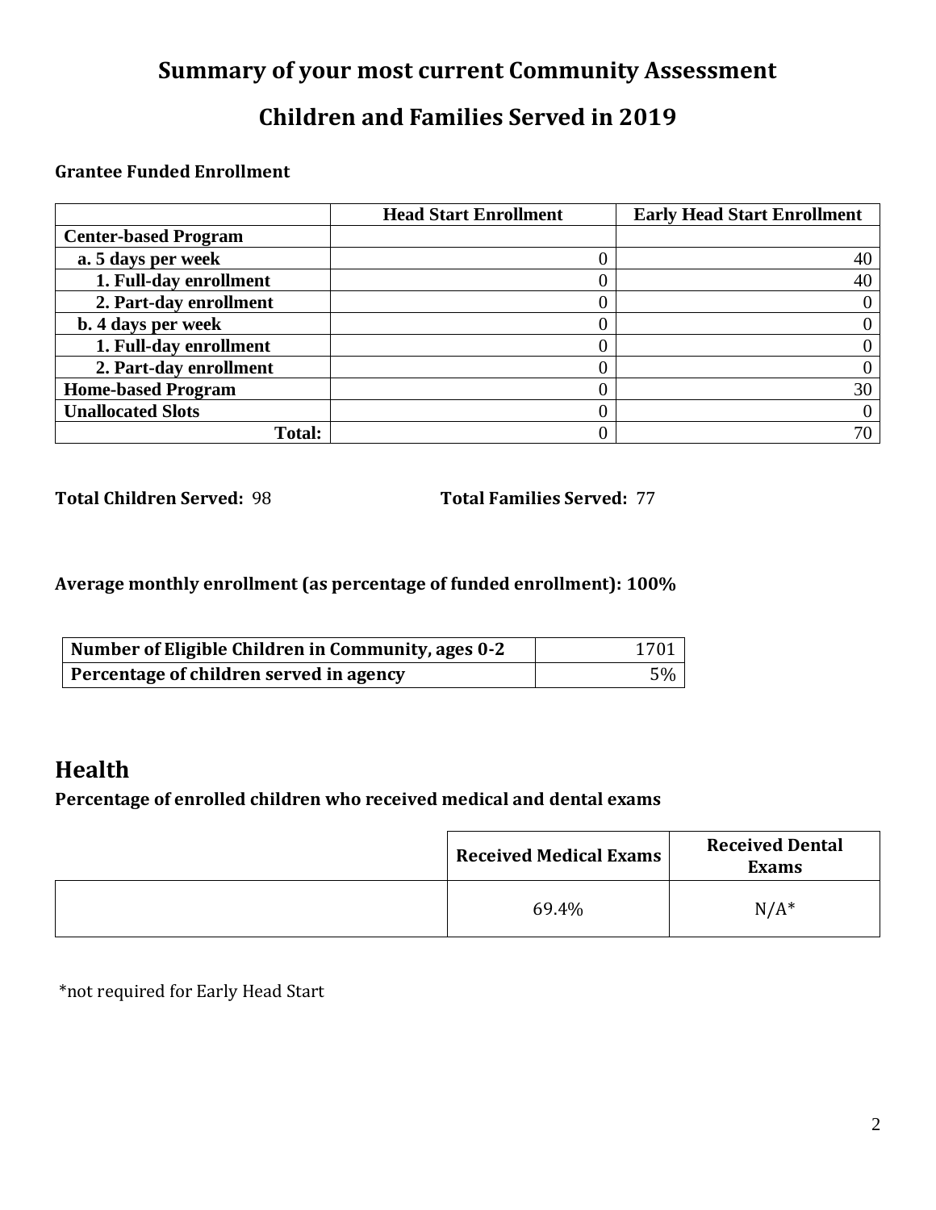# Summary of your most current Community Assessment

## Children and Families Served in 2019

**Grantee Funded Enrollment**

| | Head Start Enrollment | Early Head Start Enrollment |
|---|---|---|
| **Center-based Program** | | |
| **a. 5 days per week** | 0 | 40 |
| **1. Full-day enrollment** | 0 | 40 |
| **2. Part-day enrollment** | 0 | 0 |
| **b. 4 days per week** | 0 | 0 |
| **1. Full-day enrollment** | 0 | 0 |
| **2. Part-day enrollment** | 0 | 0 |
| **Home-based Program** | 0 | 30 |
| **Unallocated Slots** | 0 | 0 |
| **Total:** | 0 | 70 |

**Total Children Served:** 98 **Total Families Served:** 77

**Average monthly enrollment (as percentage of funded enrollment): 100%**

| | |
|---|---|
| **Number of Eligible Children in Community, ages 0-2** | 1701 |
| **Percentage of children served in agency** | 5% |

## Health

**Percentage of enrolled children who received medical and dental exams**

| | Received Medical Exams | Received Dental Exams |
|---|---|---|
| | 69.4% | N/A* |

*not required for Early Head Start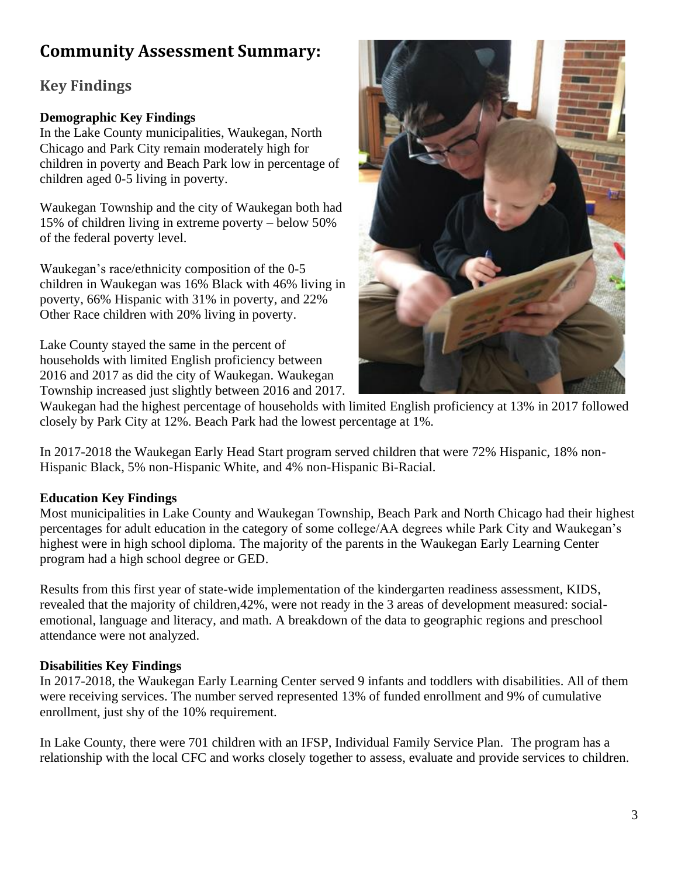# Community Assessment Summary:

## Key Findings

**Demographic Key Findings**

In the Lake County municipalities, Waukegan, North Chicago and Park City remain moderately high for children in poverty and Beach Park low in percentage of children aged 0-5 living in poverty.

Waukegan Township and the city of Waukegan both had 15% of children living in extreme poverty – below 50% of the federal poverty level.

Waukegan's race/ethnicity composition of the 0-5 children in Waukegan was 16% Black with 46% living in poverty, 66% Hispanic with 31% in poverty, and 22% Other Race children with 20% living in poverty.

Lake County stayed the same in the percent of households with limited English proficiency between 2016 and 2017 as did the city of Waukegan. Waukegan Township increased just slightly between 2016 and 2017. Waukegan had the highest percentage of households with limited English proficiency at 13% in 2017 followed closely by Park City at 12%. Beach Park had the lowest percentage at 1%.

In 2017-2018 the Waukegan Early Head Start program served children that were 72% Hispanic, 18% non-Hispanic Black, 5% non-Hispanic White, and 4% non-Hispanic Bi-Racial.

**Education Key Findings**

Most municipalities in Lake County and Waukegan Township, Beach Park and North Chicago had their highest percentages for adult education in the category of some college/AA degrees while Park City and Waukegan's highest were in high school diploma. The majority of the parents in the Waukegan Early Learning Center program had a high school degree or GED.

Results from this first year of state-wide implementation of the kindergarten readiness assessment, KIDS, revealed that the majority of children,42%, were not ready in the 3 areas of development measured: social-emotional, language and literacy, and math. A breakdown of the data to geographic regions and preschool attendance were not analyzed.

**Disabilities Key Findings**

In 2017-2018, the Waukegan Early Learning Center served 9 infants and toddlers with disabilities. All of them were receiving services. The number served represented 13% of funded enrollment and 9% of cumulative enrollment, just shy of the 10% requirement.

In Lake County, there were 701 children with an IFSP, Individual Family Service Plan. The program has a relationship with the local CFC and works closely together to assess, evaluate and provide services to children.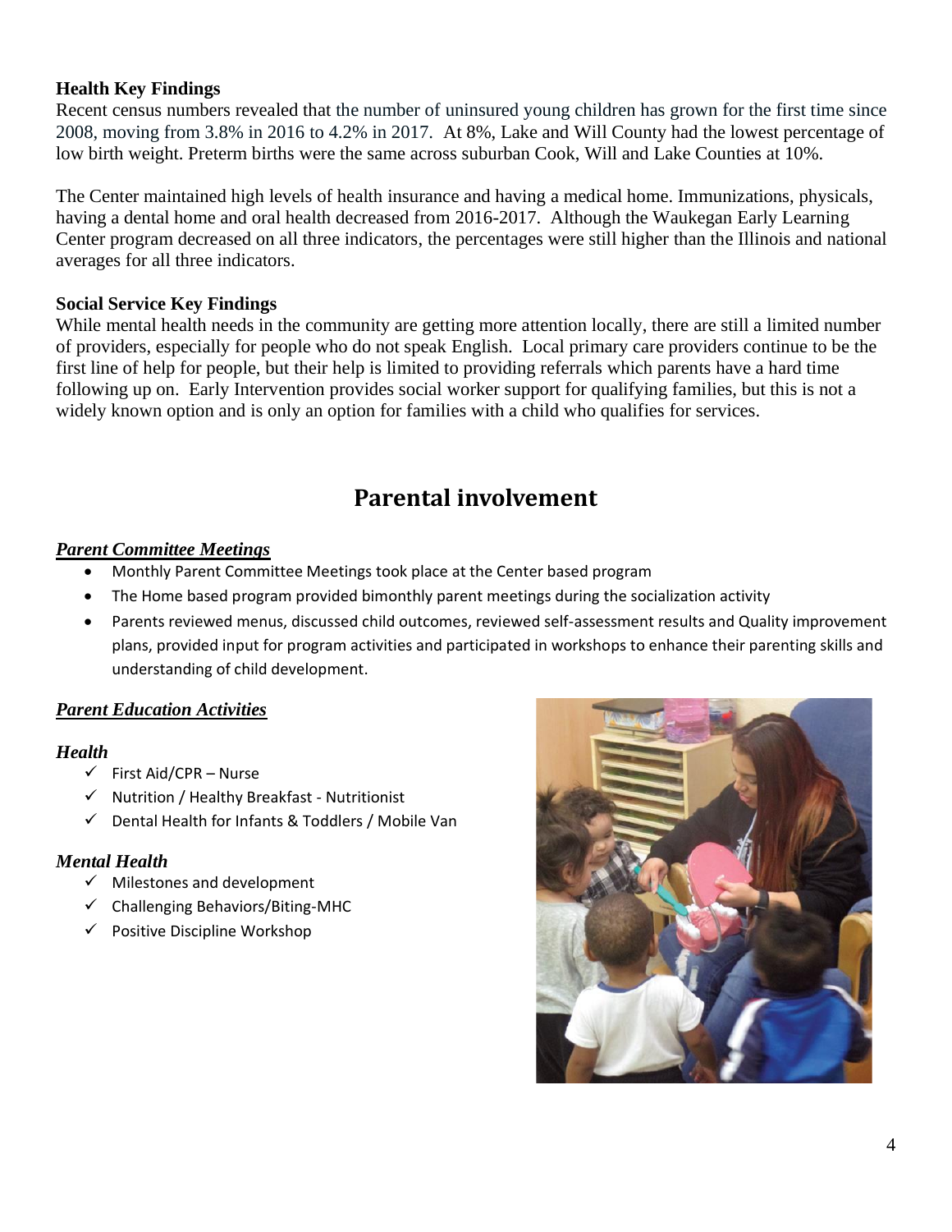**Health Key Findings**

Recent census numbers revealed that the number of uninsured young children has grown for the first time since 2008, moving from 3.8% in 2016 to 4.2% in 2017. At 8%, Lake and Will County had the lowest percentage of low birth weight. Preterm births were the same across suburban Cook, Will and Lake Counties at 10%.

The Center maintained high levels of health insurance and having a medical home. Immunizations, physicals, having a dental home and oral health decreased from 2016-2017. Although the Waukegan Early Learning Center program decreased on all three indicators, the percentages were still higher than the Illinois and national averages for all three indicators.

**Social Service Key Findings**

While mental health needs in the community are getting more attention locally, there are still a limited number of providers, especially for people who do not speak English. Local primary care providers continue to be the first line of help for people, but their help is limited to providing referrals which parents have a hard time following up on. Early Intervention provides social worker support for qualifying families, but this is not a widely known option and is only an option for families with a child who qualifies for services.

# Parental involvement

***Parent Committee Meetings***

- Monthly Parent Committee Meetings took place at the Center based program
- The Home based program provided bimonthly parent meetings during the socialization activity
- Parents reviewed menus, discussed child outcomes, reviewed self-assessment results and Quality improvement plans, provided input for program activities and participated in workshops to enhance their parenting skills and understanding of child development.

***Parent Education Activities***

***Health***

- ✓ First Aid/CPR – Nurse
- ✓ Nutrition / Healthy Breakfast - Nutritionist
- ✓ Dental Health for Infants & Toddlers / Mobile Van

***Mental Health***

- ✓ Milestones and development
- ✓ Challenging Behaviors/Biting-MHC
- ✓ Positive Discipline Workshop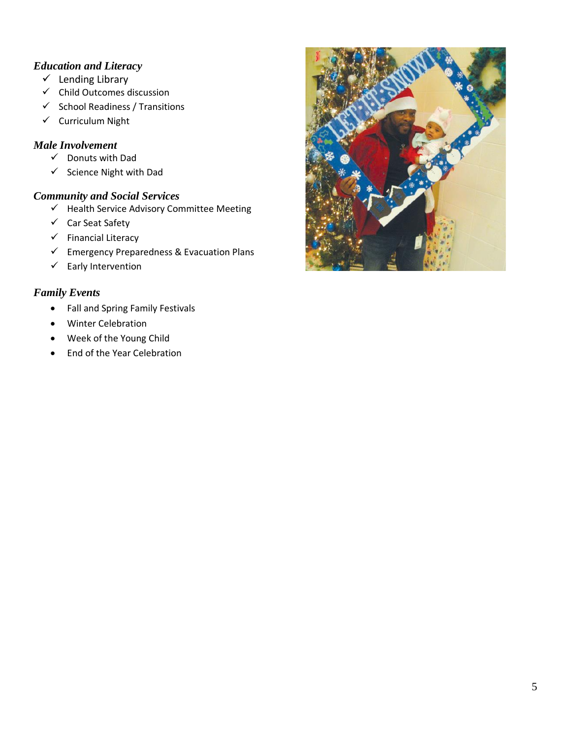### *Education and Literacy*

- ✓ Lending Library
- ✓ Child Outcomes discussion
- ✓ School Readiness / Transitions
- ✓ Curriculum Night

### *Male Involvement*

- ✓ Donuts with Dad
- ✓ Science Night with Dad

### *Community and Social Services*

- ✓ Health Service Advisory Committee Meeting
- ✓ Car Seat Safety
- ✓ Financial Literacy
- ✓ Emergency Preparedness & Evacuation Plans
- ✓ Early Intervention

### *Family Events*

- Fall and Spring Family Festivals
- Winter Celebration
- Week of the Young Child
- End of the Year Celebration